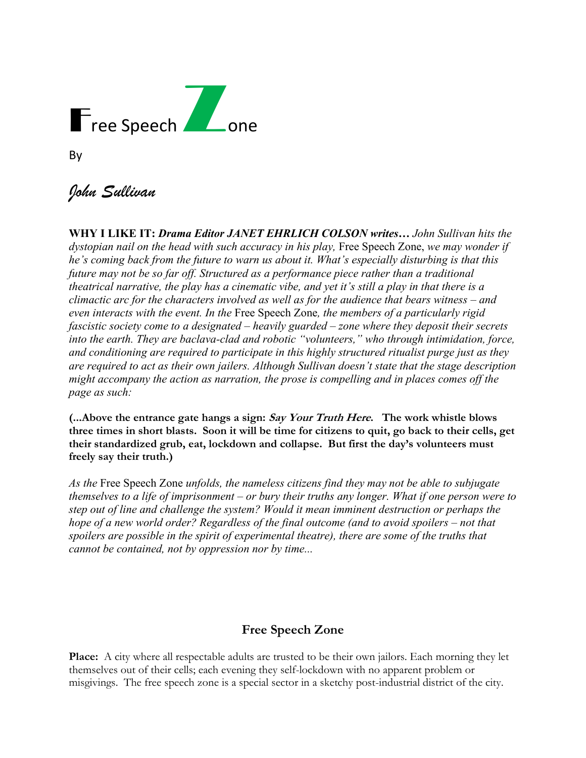# Free Speech Zone

By

*John Sullivan*

**WHY I LIKE IT:** ***Drama Editor JANET EHRLICH COLSON writes…*** *John Sullivan hits the dystopian nail on the head with such accuracy in his play,* Free Speech Zone, *we may wonder if he's coming back from the future to warn us about it. What's especially disturbing is that this future may not be so far off. Structured as a performance piece rather than a traditional theatrical narrative, the play has a cinematic vibe, and yet it's still a play in that there is a climactic arc for the characters involved as well as for the audience that bears witness – and even interacts with the event. In the* Free Speech Zone*, the members of a particularly rigid fascistic society come to a designated – heavily guarded – zone where they deposit their secrets into the earth. They are baclava-clad and robotic "volunteers," who through intimidation, force, and conditioning are required to participate in this highly structured ritualist purge just as they are required to act as their own jailers. Although Sullivan doesn't state that the stage description might accompany the action as narration, the prose is compelling and in places comes off the page as such:*

**(...Above the entrance gate hangs a sign: *Say Your Truth Here*. The work whistle blows three times in short blasts. Soon it will be time for citizens to quit, go back to their cells, get their standardized grub, eat, lockdown and collapse. But first the day's volunteers must freely say their truth.)**

*As the* Free Speech Zone *unfolds, the nameless citizens find they may not be able to subjugate themselves to a life of imprisonment – or bury their truths any longer. What if one person were to step out of line and challenge the system? Would it mean imminent destruction or perhaps the hope of a new world order? Regardless of the final outcome (and to avoid spoilers – not that spoilers are possible in the spirit of experimental theatre), there are some of the truths that cannot be contained, not by oppression nor by time...*

## Free Speech Zone

**Place:** A city where all respectable adults are trusted to be their own jailors. Each morning they let themselves out of their cells; each evening they self-lockdown with no apparent problem or misgivings. The free speech zone is a special sector in a sketchy post-industrial district of the city.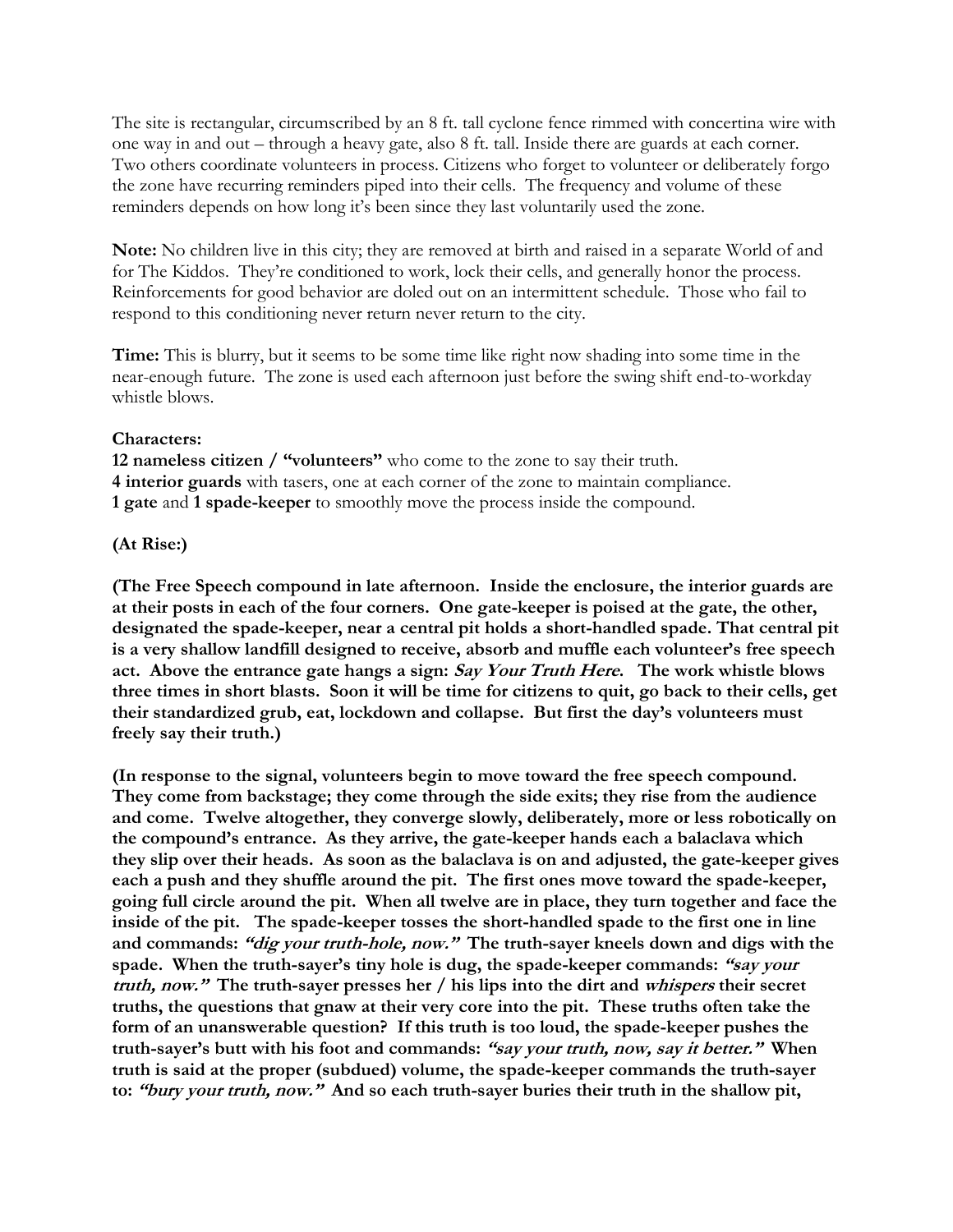The site is rectangular, circumscribed by an 8 ft. tall cyclone fence rimmed with concertina wire with one way in and out – through a heavy gate, also 8 ft. tall. Inside there are guards at each corner. Two others coordinate volunteers in process. Citizens who forget to volunteer or deliberately forgo the zone have recurring reminders piped into their cells. The frequency and volume of these reminders depends on how long it's been since they last voluntarily used the zone.

**Note:** No children live in this city; they are removed at birth and raised in a separate World of and for The Kiddos. They're conditioned to work, lock their cells, and generally honor the process. Reinforcements for good behavior are doled out on an intermittent schedule. Those who fail to respond to this conditioning never return never return to the city.

**Time:** This is blurry, but it seems to be some time like right now shading into some time in the near-enough future. The zone is used each afternoon just before the swing shift end-to-workday whistle blows.

**Characters:**
**12 nameless citizen / "volunteers"** who come to the zone to say their truth.
**4 interior guards** with tasers, one at each corner of the zone to maintain compliance.
**1 gate** and **1 spade-keeper** to smoothly move the process inside the compound.

**(At Rise:)**

**(The Free Speech compound in late afternoon. Inside the enclosure, the interior guards are at their posts in each of the four corners. One gate-keeper is poised at the gate, the other, designated the spade-keeper, near a central pit holds a short-handled spade. That central pit is a very shallow landfill designed to receive, absorb and muffle each volunteer's free speech act. Above the entrance gate hangs a sign: *Say Your Truth Here*. The work whistle blows three times in short blasts. Soon it will be time for citizens to quit, go back to their cells, get their standardized grub, eat, lockdown and collapse. But first the day's volunteers must freely say their truth.)**

**(In response to the signal, volunteers begin to move toward the free speech compound. They come from backstage; they come through the side exits; they rise from the audience and come. Twelve altogether, they converge slowly, deliberately, more or less robotically on the compound's entrance. As they arrive, the gate-keeper hands each a balaclava which they slip over their heads. As soon as the balaclava is on and adjusted, the gate-keeper gives each a push and they shuffle around the pit. The first ones move toward the spade-keeper, going full circle around the pit. When all twelve are in place, they turn together and face the inside of the pit. The spade-keeper tosses the short-handled spade to the first one in line and commands: *"dig your truth-hole, now."* The truth-sayer kneels down and digs with the spade. When the truth-sayer's tiny hole is dug, the spade-keeper commands: *"say your truth, now."* The truth-sayer presses her / his lips into the dirt and *whispers* their secret truths, the questions that gnaw at their very core into the pit. These truths often take the form of an unanswerable question? If this truth is too loud, the spade-keeper pushes the truth-sayer's butt with his foot and commands: *"say your truth, now, say it better."* When truth is said at the proper (subdued) volume, the spade-keeper commands the truth-sayer to: *"bury your truth, now."* And so each truth-sayer buries their truth in the shallow pit,**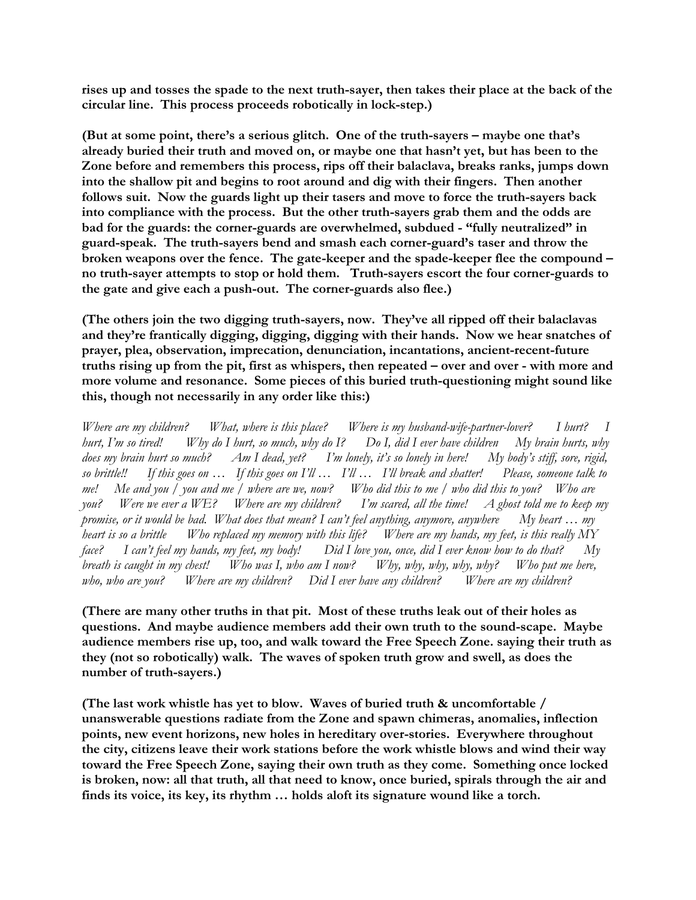**rises up and tosses the spade to the next truth-sayer, then takes their place at the back of the circular line. This process proceeds robotically in lock-step.)**

**(But at some point, there's a serious glitch. One of the truth-sayers – maybe one that's already buried their truth and moved on, or maybe one that hasn't yet, but has been to the Zone before and remembers this process, rips off their balaclava, breaks ranks, jumps down into the shallow pit and begins to root around and dig with their fingers. Then another follows suit. Now the guards light up their tasers and move to force the truth-sayers back into compliance with the process. But the other truth-sayers grab them and the odds are bad for the guards: the corner-guards are overwhelmed, subdued - "fully neutralized" in guard-speak. The truth-sayers bend and smash each corner-guard's taser and throw the broken weapons over the fence. The gate-keeper and the spade-keeper flee the compound – no truth-sayer attempts to stop or hold them. Truth-sayers escort the four corner-guards to the gate and give each a push-out. The corner-guards also flee.)**

**(The others join the two digging truth-sayers, now. They've all ripped off their balaclavas and they're frantically digging, digging, digging with their hands. Now we hear snatches of prayer, plea, observation, imprecation, denunciation, incantations, ancient-recent-future truths rising up from the pit, first as whispers, then repeated – over and over - with more and more volume and resonance. Some pieces of this buried truth-questioning might sound like this, though not necessarily in any order like this:)**

*Where are my children?   What, where is this place?   Where is my husband-wife-partner-lover?   I hurt?   I hurt, I'm so tired!   Why do I hurt, so much, why do I?   Do I, did I ever have children   My brain hurts, why does my brain hurt so much?   Am I dead, yet?   I'm lonely, it's so lonely in here!   My body's stiff, sore, rigid, so brittle!!   If this goes on …   If this goes on I'll …   I'll …   I'll break and shatter!   Please, someone talk to me!   Me and you / you and me / where are we, now?   Who did this to me / who did this to you?   Who are you?   Were we ever a WE?   Where are my children?   I'm scared, all the time!   A ghost told me to keep my promise, or it would be bad. What does that mean? I can't feel anything, anymore, anywhere   My heart … my heart is so a brittle   Who replaced my memory with this life?   Where are my hands, my feet, is this really MY face?   I can't feel my hands, my feet, my body!   Did I love you, once, did I ever know how to do that?   My breath is caught in my chest!   Who was I, who am I now?   Why, why, why, why, why?   Who put me here, who, who are you?   Where are my children?   Did I ever have any children?   Where are my children?*

**(There are many other truths in that pit. Most of these truths leak out of their holes as questions. And maybe audience members add their own truth to the sound-scape. Maybe audience members rise up, too, and walk toward the Free Speech Zone. saying their truth as they (not so robotically) walk. The waves of spoken truth grow and swell, as does the number of truth-sayers.)**

**(The last work whistle has yet to blow. Waves of buried truth & uncomfortable / unanswerable questions radiate from the Zone and spawn chimeras, anomalies, inflection points, new event horizons, new holes in hereditary over-stories. Everywhere throughout the city, citizens leave their work stations before the work whistle blows and wind their way toward the Free Speech Zone, saying their own truth as they come. Something once locked is broken, now: all that truth, all that need to know, once buried, spirals through the air and finds its voice, its key, its rhythm … holds aloft its signature wound like a torch.**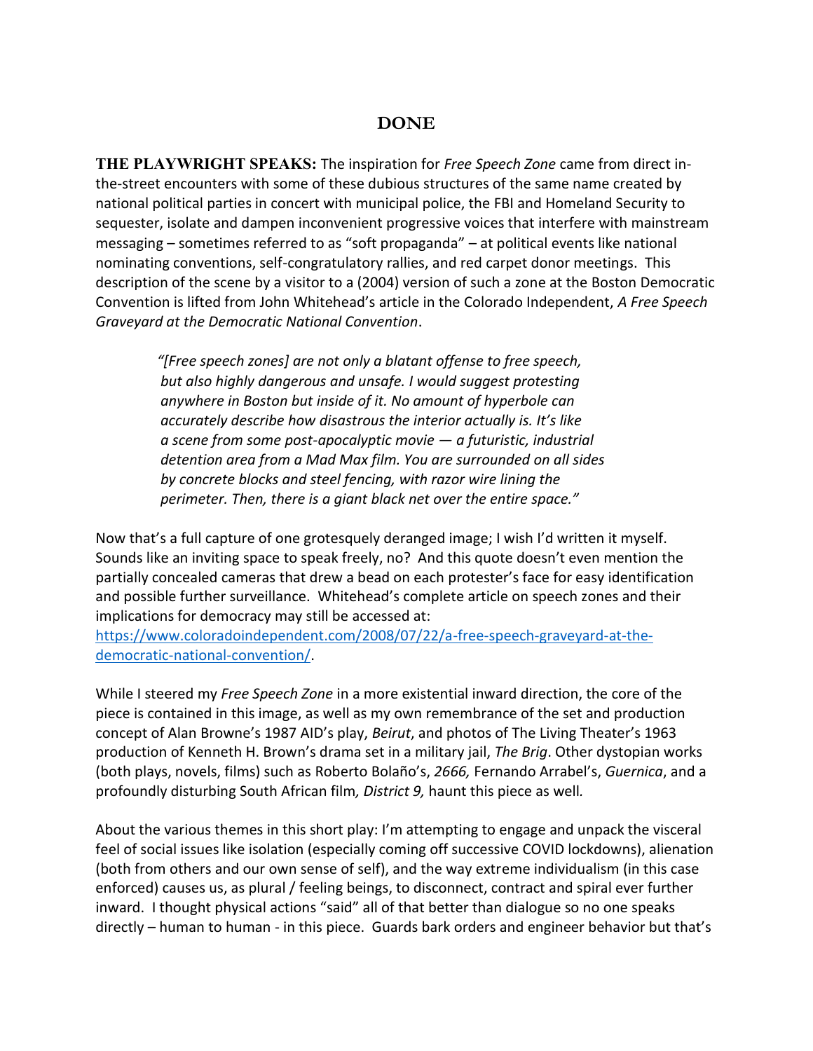# DONE

**THE PLAYWRIGHT SPEAKS:** The inspiration for *Free Speech Zone* came from direct in-the-street encounters with some of these dubious structures of the same name created by national political parties in concert with municipal police, the FBI and Homeland Security to sequester, isolate and dampen inconvenient progressive voices that interfere with mainstream messaging – sometimes referred to as "soft propaganda" – at political events like national nominating conventions, self-congratulatory rallies, and red carpet donor meetings. This description of the scene by a visitor to a (2004) version of such a zone at the Boston Democratic Convention is lifted from John Whitehead's article in the Colorado Independent, *A Free Speech Graveyard at the Democratic National Convention*.

> *"[Free speech zones] are not only a blatant offense to free speech, but also highly dangerous and unsafe. I would suggest protesting anywhere in Boston but inside of it. No amount of hyperbole can accurately describe how disastrous the interior actually is. It's like a scene from some post-apocalyptic movie — a futuristic, industrial detention area from a Mad Max film. You are surrounded on all sides by concrete blocks and steel fencing, with razor wire lining the perimeter. Then, there is a giant black net over the entire space."*

Now that's a full capture of one grotesquely deranged image; I wish I'd written it myself. Sounds like an inviting space to speak freely, no? And this quote doesn't even mention the partially concealed cameras that drew a bead on each protester's face for easy identification and possible further surveillance. Whitehead's complete article on speech zones and their implications for democracy may still be accessed at: [https://www.coloradoindependent.com/2008/07/22/a-free-speech-graveyard-at-the-democratic-national-convention/](https://www.coloradoindependent.com/2008/07/22/a-free-speech-graveyard-at-the-democratic-national-convention/).

While I steered my *Free Speech Zone* in a more existential inward direction, the core of the piece is contained in this image, as well as my own remembrance of the set and production concept of Alan Browne's 1987 AID's play, *Beirut*, and photos of The Living Theater's 1963 production of Kenneth H. Brown's drama set in a military jail, *The Brig*. Other dystopian works (both plays, novels, films) such as Roberto Bolaño's, *2666,* Fernando Arrabel's, *Guernica*, and a profoundly disturbing South African film*, District 9,* haunt this piece as well*.*

About the various themes in this short play: I'm attempting to engage and unpack the visceral feel of social issues like isolation (especially coming off successive COVID lockdowns), alienation (both from others and our own sense of self), and the way extreme individualism (in this case enforced) causes us, as plural / feeling beings, to disconnect, contract and spiral ever further inward. I thought physical actions "said" all of that better than dialogue so no one speaks directly – human to human - in this piece. Guards bark orders and engineer behavior but that's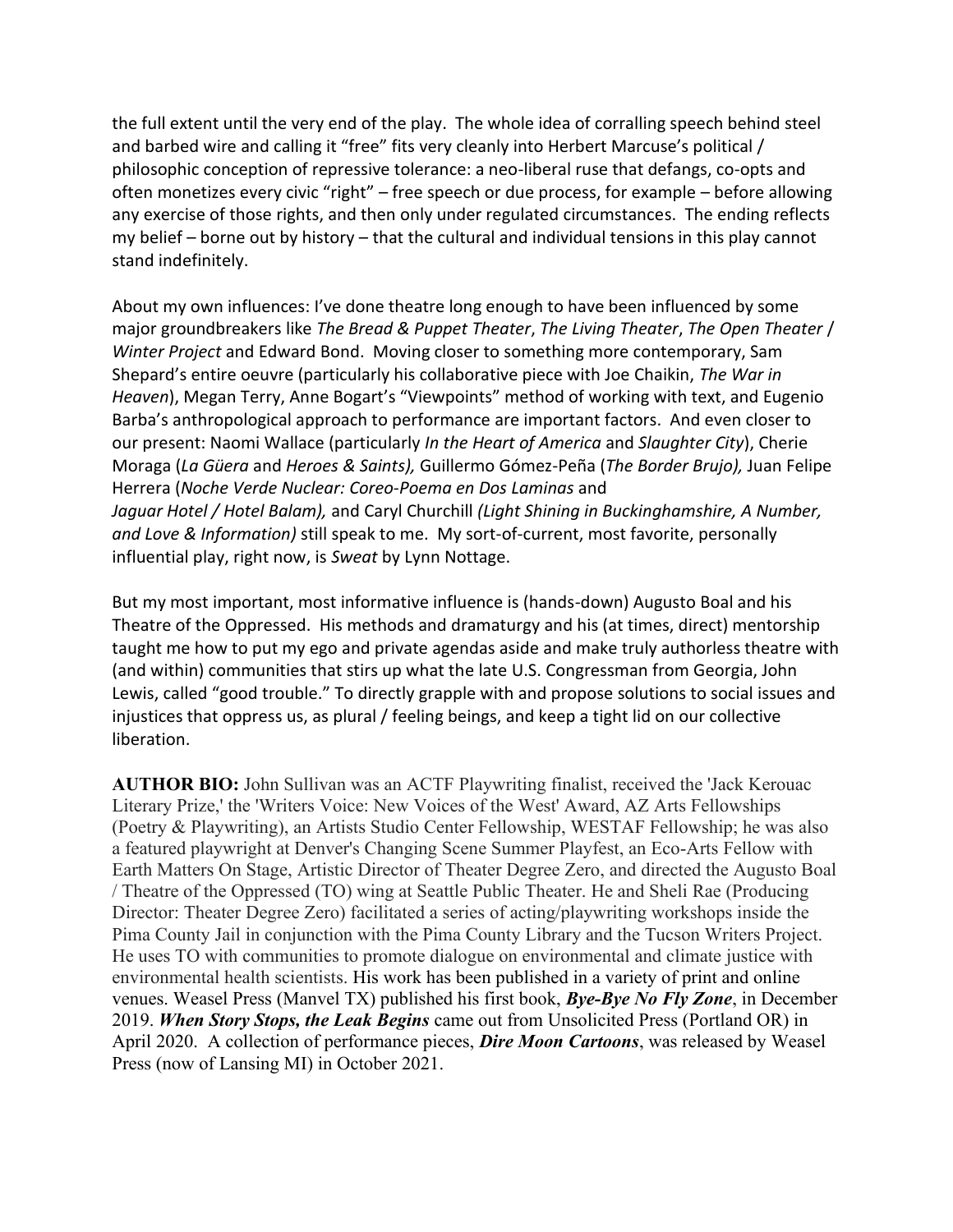the full extent until the very end of the play. The whole idea of corralling speech behind steel and barbed wire and calling it "free" fits very cleanly into Herbert Marcuse's political / philosophic conception of repressive tolerance: a neo-liberal ruse that defangs, co-opts and often monetizes every civic "right" – free speech or due process, for example – before allowing any exercise of those rights, and then only under regulated circumstances. The ending reflects my belief – borne out by history – that the cultural and individual tensions in this play cannot stand indefinitely.

About my own influences: I've done theatre long enough to have been influenced by some major groundbreakers like *The Bread & Puppet Theater*, *The Living Theater*, *The Open Theater* / *Winter Project* and Edward Bond. Moving closer to something more contemporary, Sam Shepard's entire oeuvre (particularly his collaborative piece with Joe Chaikin, *The War in Heaven*), Megan Terry, Anne Bogart's "Viewpoints" method of working with text, and Eugenio Barba's anthropological approach to performance are important factors. And even closer to our present: Naomi Wallace (particularly *In the Heart of America* and *Slaughter City*), Cherie Moraga (*La Güera* and *Heroes & Saints),* Guillermo Gómez-Peña (*The Border Brujo),* Juan Felipe Herrera (*Noche Verde Nuclear: Coreo-Poema en Dos Laminas* and *Jaguar Hotel / Hotel Balam),* and Caryl Churchill *(Light Shining in Buckinghamshire, A Number, and Love & Information)* still speak to me. My sort-of-current, most favorite, personally influential play, right now, is *Sweat* by Lynn Nottage.

But my most important, most informative influence is (hands-down) Augusto Boal and his Theatre of the Oppressed. His methods and dramaturgy and his (at times, direct) mentorship taught me how to put my ego and private agendas aside and make truly authorless theatre with (and within) communities that stirs up what the late U.S. Congressman from Georgia, John Lewis, called "good trouble." To directly grapple with and propose solutions to social issues and injustices that oppress us, as plural / feeling beings, and keep a tight lid on our collective liberation.

**AUTHOR BIO:** John Sullivan was an ACTF Playwriting finalist, received the 'Jack Kerouac Literary Prize,' the 'Writers Voice: New Voices of the West' Award, AZ Arts Fellowships (Poetry & Playwriting), an Artists Studio Center Fellowship, WESTAF Fellowship; he was also a featured playwright at Denver's Changing Scene Summer Playfest, an Eco-Arts Fellow with Earth Matters On Stage, Artistic Director of Theater Degree Zero, and directed the Augusto Boal / Theatre of the Oppressed (TO) wing at Seattle Public Theater. He and Sheli Rae (Producing Director: Theater Degree Zero) facilitated a series of acting/playwriting workshops inside the Pima County Jail in conjunction with the Pima County Library and the Tucson Writers Project. He uses TO with communities to promote dialogue on environmental and climate justice with environmental health scientists. His work has been published in a variety of print and online venues. Weasel Press (Manvel TX) published his first book, ***Bye-Bye No Fly Zone***, in December 2019. ***When Story Stops, the Leak Begins*** came out from Unsolicited Press (Portland OR) in April 2020. A collection of performance pieces, ***Dire Moon Cartoons***, was released by Weasel Press (now of Lansing MI) in October 2021.